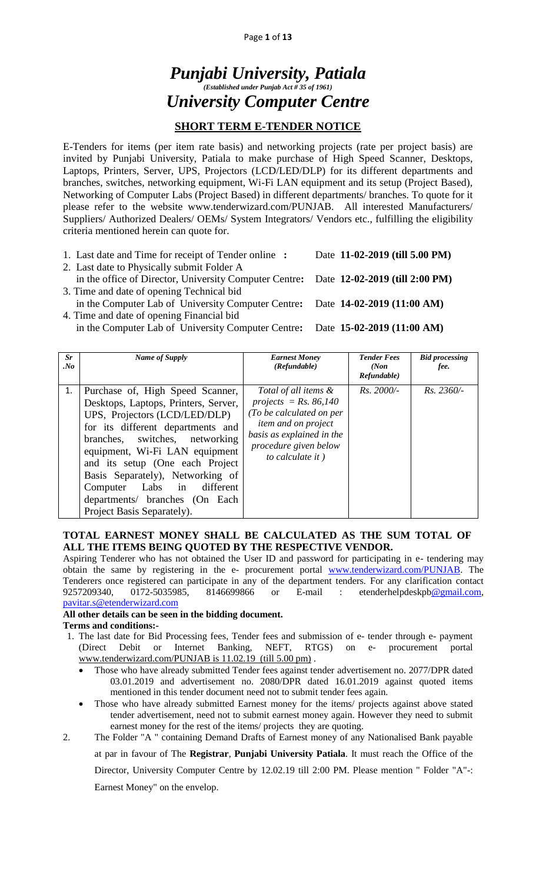# *Punjabi University, Patiala*

*(Established under Punjab Act # 35 of 1961)*

# *University Computer Centre*

## SHORT TERM E-TENDER NOTICE

E-Tenders for items (per item rate basis) and networking projects (rate per project basis) are invited by Punjabi University, Patiala to make purchase of High Speed Scanner, Desktops, Laptops, Printers, Server, UPS, Projectors (LCD/LED/DLP) for its different departments and branches, switches, networking equipment, Wi-Fi LAN equipment and its setup (Project Based), Networking of Computer Labs (Project Based) in different departments/ branches. To quote for it please refer to the website www.tenderwizard.com/PUNJAB. All interested Manufacturers/ Suppliers/ Authorized Dealers/ OEMs/ System Integrators/ Vendors etc., fulfilling the eligibility criteria mentioned herein can quote for.

1. Last date and Time for receipt of Tender online **:** Date **11-02-2019 (till 5.00 PM)**
2. Last date to Physically submit Folder A in the office of Director, University Computer Centre**:** Date **12-02-2019 (till 2:00 PM)**
3. Time and date of opening Technical bid in the Computer Lab of University Computer Centre**:** Date **14-02-2019 (11:00 AM)**
4. Time and date of opening Financial bid in the Computer Lab of University Computer Centre**:** Date **15-02-2019 (11:00 AM)**

| *Sr .No* | *Name of Supply* | *Earnest Money (Refundable)* | *Tender Fees (Non Refundable)* | *Bid processing fee.* |
|---|---|---|---|---|
| 1. | Purchase of, High Speed Scanner, Desktops, Laptops, Printers, Server, UPS, Projectors (LCD/LED/DLP) for its different departments and branches, switches, networking equipment, Wi-Fi LAN equipment and its setup (One each Project Basis Separately), Networking of Computer Labs in different departments/ branches (On Each Project Basis Separately). | *Total of all items & projects = Rs. 86,140 (To be calculated on per item and on project basis as explained in the procedure given below to calculate it )* | *Rs. 2000/-* | *Rs. 2360/-* |

**TOTAL EARNEST MONEY SHALL BE CALCULATED AS THE SUM TOTAL OF ALL THE ITEMS BEING QUOTED BY THE RESPECTIVE VENDOR.**

Aspiring Tenderer who has not obtained the User ID and password for participating in e- tendering may obtain the same by registering in the e- procurement portal www.tenderwizard.com/PUNJAB. The Tenderers once registered can participate in any of the department tenders. For any clarification contact 9257209340, 0172-5035985, 8146699866 or E-mail : etenderhelpdeskpb@gmail.com, pavitar.s@etenderwizard.com

**All other details can be seen in the bidding document.**

**Terms and conditions:-**

1. The last date for Bid Processing fees, Tender fees and submission of e- tender through e- payment (Direct Debit or Internet Banking, NEFT, RTGS) on e- procurement portal www.tenderwizard.com/PUNJAB is 11.02.19 (till 5.00 pm) .
   - Those who have already submitted Tender fees against tender advertisement no. 2077/DPR dated 03.01.2019 and advertisement no. 2080/DPR dated 16.01.2019 against quoted items mentioned in this tender document need not to submit tender fees again.
   - Those who have already submitted Earnest money for the items/ projects against above stated tender advertisement, need not to submit earnest money again. However they need to submit earnest money for the rest of the items/ projects they are quoting.
2. The Folder "A " containing Demand Drafts of Earnest money of any Nationalised Bank payable at par in favour of The **Registrar**, **Punjabi University Patiala**. It must reach the Office of the Director, University Computer Centre by 12.02.19 till 2:00 PM. Please mention " Folder "A"-: Earnest Money" on the envelop.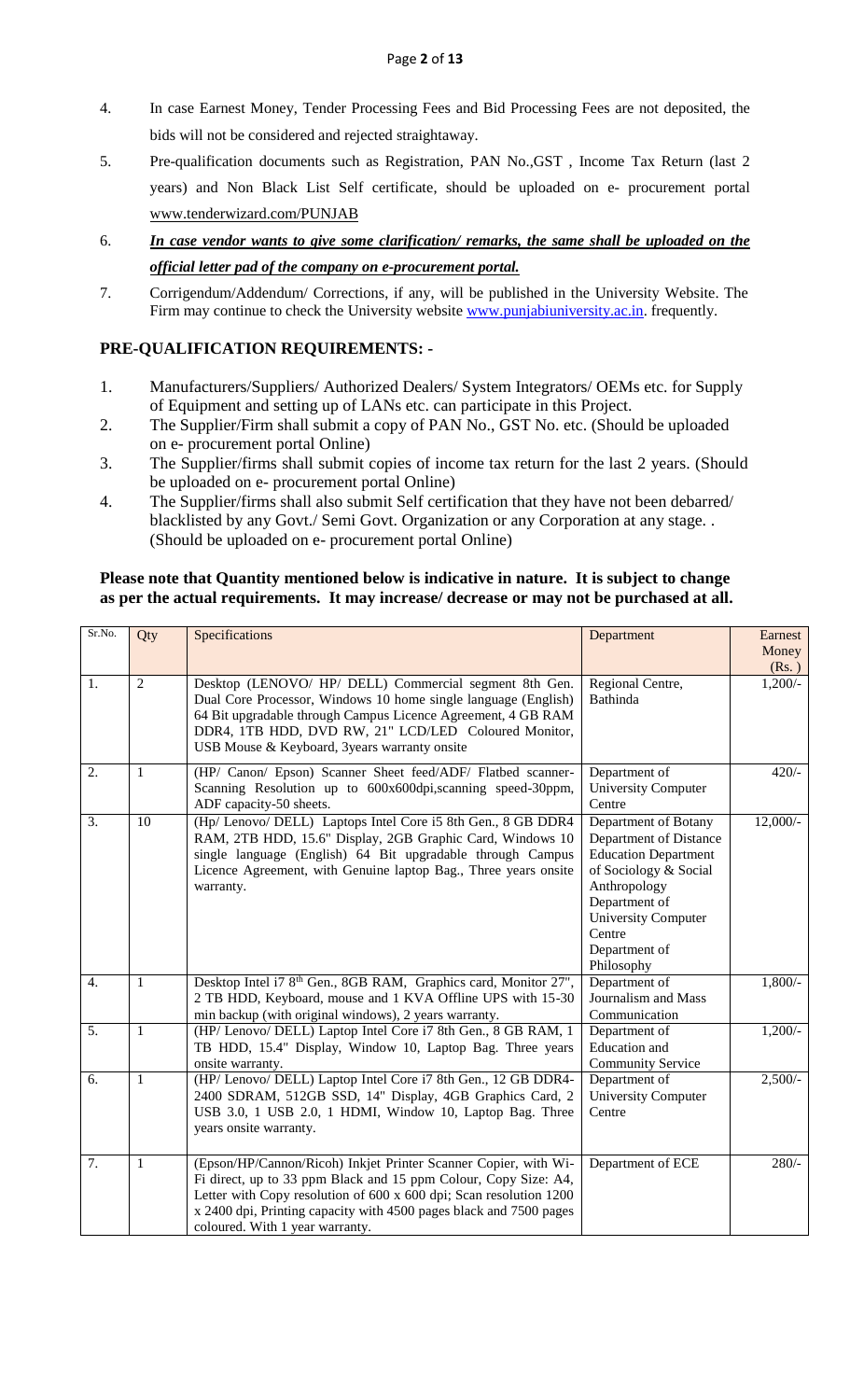4. In case Earnest Money, Tender Processing Fees and Bid Processing Fees are not deposited, the bids will not be considered and rejected straightaway.
5. Pre-qualification documents such as Registration, PAN No.,GST , Income Tax Return (last 2 years) and Non Black List Self certificate, should be uploaded on e- procurement portal www.tenderwizard.com/PUNJAB
6. ***In case vendor wants to give some clarification/ remarks, the same shall be uploaded on the official letter pad of the company on e-procurement portal.***
7. Corrigendum/Addendum/ Corrections, if any, will be published in the University Website. The Firm may continue to check the University website www.punjabiuniversity.ac.in. frequently.

## PRE-QUALIFICATION REQUIREMENTS: -

1. Manufacturers/Suppliers/ Authorized Dealers/ System Integrators/ OEMs etc. for Supply of Equipment and setting up of LANs etc. can participate in this Project.
2. The Supplier/Firm shall submit a copy of PAN No., GST No. etc. (Should be uploaded on e- procurement portal Online)
3. The Supplier/firms shall submit copies of income tax return for the last 2 years. (Should be uploaded on e- procurement portal Online)
4. The Supplier/firms shall also submit Self certification that they have not been debarred/ blacklisted by any Govt./ Semi Govt. Organization or any Corporation at any stage. . (Should be uploaded on e- procurement portal Online)

**Please note that Quantity mentioned below is indicative in nature. It is subject to change as per the actual requirements. It may increase/ decrease or may not be purchased at all.**

| Sr.No. | Qty | Specifications | Department | Earnest Money (Rs. ) |
|---|---|---|---|---|
| 1. | 2 | Desktop (LENOVO/ HP/ DELL) Commercial segment 8th Gen. Dual Core Processor, Windows 10 home single language (English) 64 Bit upgradable through Campus Licence Agreement, 4 GB RAM DDR4, 1TB HDD, DVD RW, 21" LCD/LED Coloured Monitor, USB Mouse & Keyboard, 3years warranty onsite | Regional Centre, Bathinda | 1,200/- |
| 2. | 1 | (HP/ Canon/ Epson) Scanner Sheet feed/ADF/ Flatbed scanner-Scanning Resolution up to 600x600dpi,scanning speed-30ppm, ADF capacity-50 sheets. | Department of University Computer Centre | 420/- |
| 3. | 10 | (Hp/ Lenovo/ DELL) Laptops Intel Core i5 8th Gen., 8 GB DDR4 RAM, 2TB HDD, 15.6" Display, 2GB Graphic Card, Windows 10 single language (English) 64 Bit upgradable through Campus Licence Agreement, with Genuine laptop Bag., Three years onsite warranty. | Department of Botany Department of Distance Education Department of Sociology & Social Anthropology Department of University Computer Centre Department of Philosophy | 12,000/- |
| 4. | 1 | Desktop Intel i7 8th Gen., 8GB RAM, Graphics card, Monitor 27", 2 TB HDD, Keyboard, mouse and 1 KVA Offline UPS with 15-30 min backup (with original windows), 2 years warranty. | Department of Journalism and Mass Communication | 1,800/- |
| 5. | 1 | (HP/ Lenovo/ DELL) Laptop Intel Core i7 8th Gen., 8 GB RAM, 1 TB HDD, 15.4" Display, Window 10, Laptop Bag. Three years onsite warranty. | Department of Education and Community Service | 1,200/- |
| 6. | 1 | (HP/ Lenovo/ DELL) Laptop Intel Core i7 8th Gen., 12 GB DDR4-2400 SDRAM, 512GB SSD, 14" Display, 4GB Graphics Card, 2 USB 3.0, 1 USB 2.0, 1 HDMI, Window 10, Laptop Bag. Three years onsite warranty. | Department of University Computer Centre | 2,500/- |
| 7. | 1 | (Epson/HP/Cannon/Ricoh) Inkjet Printer Scanner Copier, with Wi-Fi direct, up to 33 ppm Black and 15 ppm Colour, Copy Size: A4, Letter with Copy resolution of 600 x 600 dpi; Scan resolution 1200 x 2400 dpi, Printing capacity with 4500 pages black and 7500 pages coloured. With 1 year warranty. | Department of ECE | 280/- |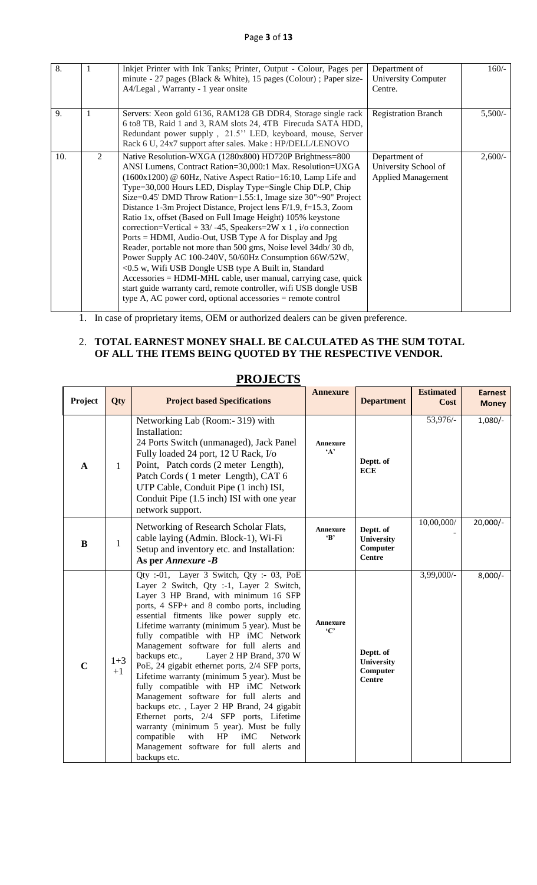| 8. | 1 | Inkjet Printer with Ink Tanks; Printer, Output - Colour, Pages per minute - 27 pages (Black & White), 15 pages (Colour) ; Paper size- A4/Legal , Warranty - 1 year onsite | Department of University Computer Centre. | 160/- |
|---|---|---|---|---|
| 9. | 1 | Servers: Xeon gold 6136, RAM128 GB DDR4, Storage single rack 6 to8 TB, Raid 1 and 3, RAM slots 24, 4TB Firecuda SATA HDD, Redundant power supply , 21.5'' LED, keyboard, mouse, Server Rack 6 U, 24x7 support after sales. Make : HP/DELL/LENOVO | Registration Branch | 5,500/- |
| 10. | 2 | Native Resolution-WXGA (1280x800) HD720P Brightness=800 ANSI Lumens, Contract Ration=30,000:1 Max. Resolution=UXGA (1600x1200) @ 60Hz, Native Aspect Ratio=16:10, Lamp Life and Type=30,000 Hours LED, Display Type=Single Chip DLP, Chip Size=0.45' DMD Throw Ration=1.55:1, Image size 30"~90" Project Distance 1-3m Project Distance, Project lens F/1.9, f=15.3, Zoom Ratio 1x, offset (Based on Full Image Height) 105% keystone correction=Vertical + 33/ -45, Speakers=2W x 1 , i/o connection Ports = HDMI, Audio-Out, USB Type A for Display and Jpg Reader, portable not more than 500 gms, Noise level 34db/ 30 db, Power Supply AC 100-240V, 50/60Hz Consumption 66W/52W, <0.5 w, Wifi USB Dongle USB type A Built in, Standard Accessories = HDMI-MHL cable, user manual, carrying case, quick start guide warranty card, remote controller, wifi USB dongle USB type A, AC power cord, optional accessories = remote control | Department of University School of Applied Management | 2,600/- |

1. In case of proprietary items, OEM or authorized dealers can be given preference.

2. **TOTAL EARNEST MONEY SHALL BE CALCULATED AS THE SUM TOTAL OF ALL THE ITEMS BEING QUOTED BY THE RESPECTIVE VENDOR.**

## PROJECTS

| Project | Qty | Project based Specifications | Annexure | Department | Estimated Cost | Earnest Money |
|---|---|---|---|---|---|---|
| **A** | 1 | Networking Lab (Room:- 319) with Installation: 24 Ports Switch (unmanaged), Jack Panel Fully loaded 24 port, 12 U Rack, I/o Point, Patch cords (2 meter Length), Patch Cords ( 1 meter Length), CAT 6 UTP Cable, Conduit Pipe (1 inch) ISI, Conduit Pipe (1.5 inch) ISI with one year network support. | **Annexure 'A'** | **Deptt. of ECE** | 53,976/- | 1,080/- |
| **B** | 1 | Networking of Research Scholar Flats, cable laying (Admin. Block-1), Wi-Fi Setup and inventory etc. and Installation: **As per *Annexure -B*** | **Annexure 'B'** | **Deptt. of University Computer Centre** | 10,00,000/- | 20,000/- |
| **C** | 1+3 +1 | Qty :-01, Layer 3 Switch, Qty :- 03, PoE Layer 2 Switch, Qty :-1, Layer 2 Switch, Layer 3 HP Brand, with minimum 16 SFP ports, 4 SFP+ and 8 combo ports, including essential fitments like power supply etc. Lifetime warranty (minimum 5 year). Must be fully compatible with HP iMC Network Management software for full alerts and backups etc., Layer 2 HP Brand, 370 W PoE, 24 gigabit ethernet ports, 2/4 SFP ports, Lifetime warranty (minimum 5 year). Must be fully compatible with HP iMC Network Management software for full alerts and backups etc. , Layer 2 HP Brand, 24 gigabit Ethernet ports, 2/4 SFP ports, Lifetime warranty (minimum 5 year). Must be fully compatible with HP iMC Network Management software for full alerts and backups etc. | **Annexure 'C'** | **Deptt. of University Computer Centre** | 3,99,000/- | 8,000/- |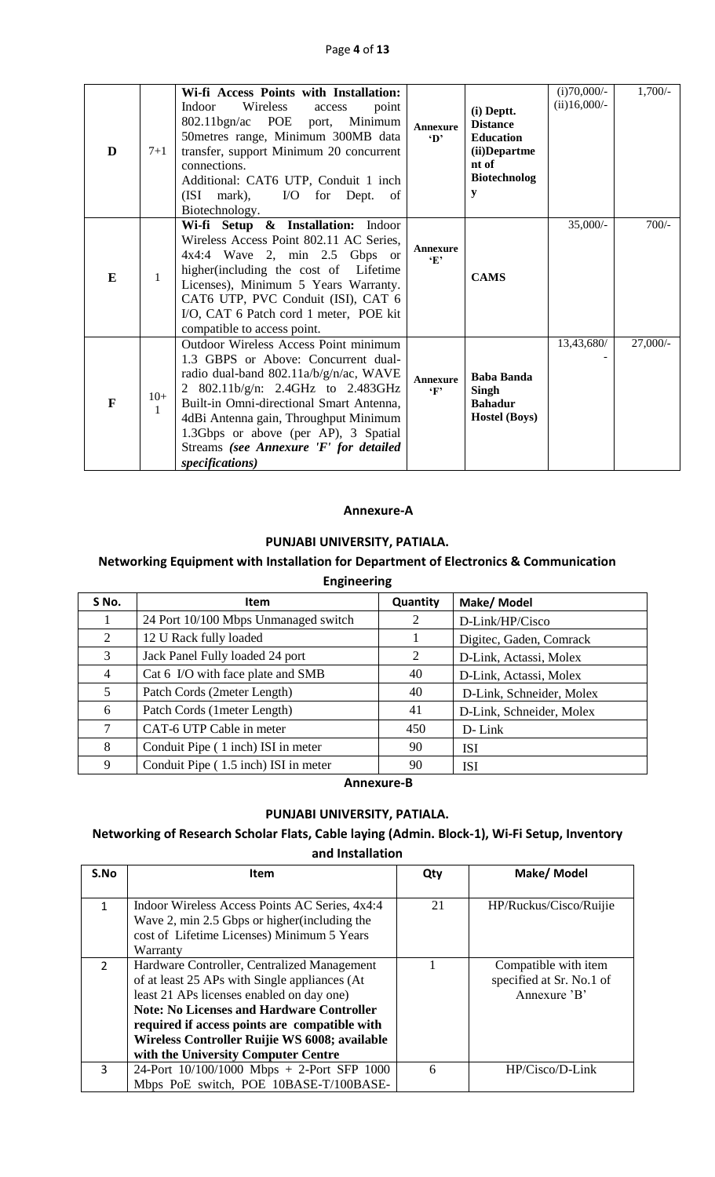| D | 7+1 | **Wi-fi Access Points with Installation:** Indoor Wireless access point 802.11bgn/ac POE port, Minimum 50metres range, Minimum 300MB data transfer, support Minimum 20 concurrent connections. Additional: CAT6 UTP, Conduit 1 inch (ISI mark), I/O for Dept. of Biotechnology. | **Annexure 'D'** | **(i) Deptt. Distance Education (ii)Department of Biotechnology** | (i)70,000/- (ii)16,000/- | 1,700/- |
|---|---|---|---|---|---|---|
| E | 1 | **Wi-fi Setup & Installation:** Indoor Wireless Access Point 802.11 AC Series, 4x4:4 Wave 2, min 2.5 Gbps or higher(including the cost of Lifetime Licenses), Minimum 5 Years Warranty. CAT6 UTP, PVC Conduit (ISI), CAT 6 I/O, CAT 6 Patch cord 1 meter, POE kit compatible to access point. | **Annexure 'E'** | **CAMS** | 35,000/- | 700/- |
| F | 10+1 | Outdoor Wireless Access Point minimum 1.3 GBPS or Above: Concurrent dual-radio dual-band 802.11a/b/g/n/ac, WAVE 2 802.11b/g/n: 2.4GHz to 2.483GHz Built-in Omni-directional Smart Antenna, 4dBi Antenna gain, Throughput Minimum 1.3Gbps or above (per AP), 3 Spatial Streams ***(see Annexure 'F' for detailed specifications)*** | **Annexure 'F'** | **Baba Banda Singh Bahadur Hostel (Boys)** | 13,43,680/- | 27,000/- |

## Annexure-A

### PUNJABI UNIVERSITY, PATIALA.

### Networking Equipment with Installation for Department of Electronics & Communication Engineering

| S No. | Item | Quantity | Make/ Model |
|---|---|---|---|
| 1 | 24 Port 10/100 Mbps Unmanaged switch | 2 | D-Link/HP/Cisco |
| 2 | 12 U Rack fully loaded | 1 | Digitec, Gaden, Comrack |
| 3 | Jack Panel Fully loaded 24 port | 2 | D-Link, Actassi, Molex |
| 4 | Cat 6 I/O with face plate and SMB | 40 | D-Link, Actassi, Molex |
| 5 | Patch Cords (2meter Length) | 40 | D-Link, Schneider, Molex |
| 6 | Patch Cords (1meter Length) | 41 | D-Link, Schneider, Molex |
| 7 | CAT-6 UTP Cable in meter | 450 | D- Link |
| 8 | Conduit Pipe ( 1 inch) ISI in meter | 90 | ISI |
| 9 | Conduit Pipe ( 1.5 inch) ISI in meter | 90 | ISI |

## Annexure-B

### PUNJABI UNIVERSITY, PATIALA.

### Networking of Research Scholar Flats, Cable laying (Admin. Block-1), Wi-Fi Setup, Inventory and Installation

| S.No | Item | Qty | Make/ Model |
|---|---|---|---|
| 1 | Indoor Wireless Access Points AC Series, 4x4:4 Wave 2, min 2.5 Gbps or higher(including the cost of Lifetime Licenses) Minimum 5 Years Warranty | 21 | HP/Ruckus/Cisco/Ruijie |
| 2 | Hardware Controller, Centralized Management of at least 25 APs with Single appliances (At least 21 APs licenses enabled on day one) **Note: No Licenses and Hardware Controller required if access points are compatible with Wireless Controller Ruijie WS 6008; available with the University Computer Centre** | 1 | Compatible with item specified at Sr. No.1 of Annexure 'B' |
| 3 | 24-Port 10/100/1000 Mbps + 2-Port SFP 1000 Mbps PoE switch, POE 10BASE-T/100BASE- | 6 | HP/Cisco/D-Link |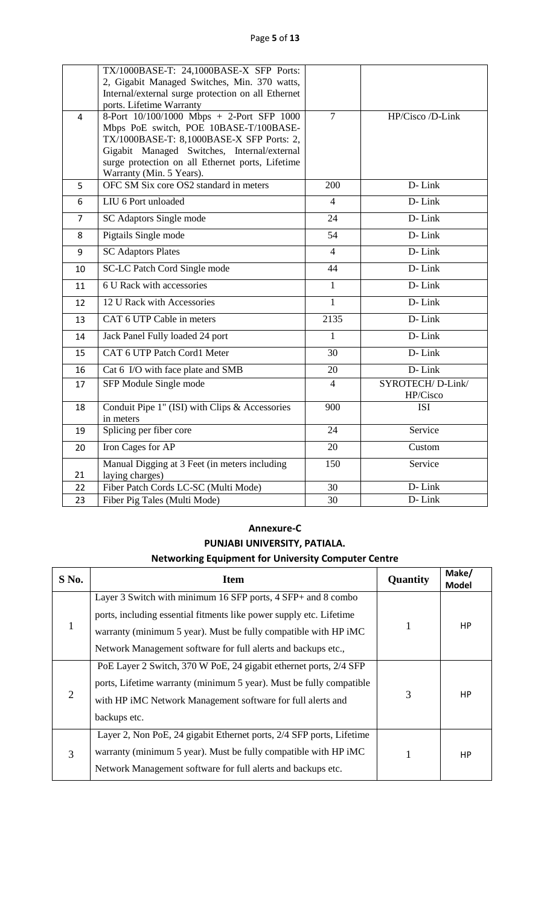|  | TX/1000BASE-T: 24,1000BASE-X SFP Ports: 2, Gigabit Managed Switches, Min. 370 watts, Internal/external surge protection on all Ethernet ports. Lifetime Warranty |  |  |
|---|---|---|---|
| 4 | 8-Port 10/100/1000 Mbps + 2-Port SFP 1000 Mbps PoE switch, POE 10BASE-T/100BASE-TX/1000BASE-T: 8,1000BASE-X SFP Ports: 2, Gigabit Managed Switches, Internal/external surge protection on all Ethernet ports, Lifetime Warranty (Min. 5 Years). | 7 | HP/Cisco /D-Link |
| 5 | OFC SM Six core OS2 standard in meters | 200 | D- Link |
| 6 | LIU 6 Port unloaded | 4 | D- Link |
| 7 | SC Adaptors Single mode | 24 | D- Link |
| 8 | Pigtails Single mode | 54 | D- Link |
| 9 | SC Adaptors Plates | 4 | D- Link |
| 10 | SC-LC Patch Cord Single mode | 44 | D- Link |
| 11 | 6 U Rack with accessories | 1 | D- Link |
| 12 | 12 U Rack with Accessories | 1 | D- Link |
| 13 | CAT 6 UTP Cable in meters | 2135 | D- Link |
| 14 | Jack Panel Fully loaded 24 port | 1 | D- Link |
| 15 | CAT 6 UTP Patch Cord1 Meter | 30 | D- Link |
| 16 | Cat 6 I/O with face plate and SMB | 20 | D- Link |
| 17 | SFP Module Single mode | 4 | SYROTECH/ D-Link/ HP/Cisco |
| 18 | Conduit Pipe 1" (ISI) with Clips & Accessories in meters | 900 | ISI |
| 19 | Splicing per fiber core | 24 | Service |
| 20 | Iron Cages for AP | 20 | Custom |
| 21 | Manual Digging at 3 Feet (in meters including laying charges) | 150 | Service |
| 22 | Fiber Patch Cords LC-SC (Multi Mode) | 30 | D- Link |
| 23 | Fiber Pig Tales (Multi Mode) | 30 | D- Link |

**Annexure-C**

**PUNJABI UNIVERSITY, PATIALA.**

**Networking Equipment for University Computer Centre**

| S No. | Item | Quantity | Make/ Model |
|---|---|---|---|
| 1 | Layer 3 Switch with minimum 16 SFP ports, 4 SFP+ and 8 combo ports, including essential fitments like power supply etc. Lifetime warranty (minimum 5 year). Must be fully compatible with HP iMC Network Management software for full alerts and backups etc., | 1 | HP |
| 2 | PoE Layer 2 Switch, 370 W PoE, 24 gigabit ethernet ports, 2/4 SFP ports, Lifetime warranty (minimum 5 year). Must be fully compatible with HP iMC Network Management software for full alerts and backups etc. | 3 | HP |
| 3 | Layer 2, Non PoE, 24 gigabit Ethernet ports, 2/4 SFP ports, Lifetime warranty (minimum 5 year). Must be fully compatible with HP iMC Network Management software for full alerts and backups etc. | 1 | HP |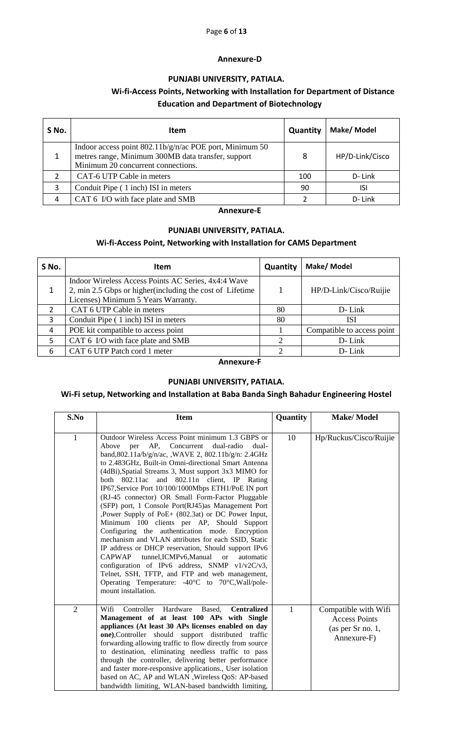## Annexure-D

### PUNJABI UNIVERSITY, PATIALA.

### Wi-fi-Access Points, Networking with Installation for Department of Distance Education and Department of Biotechnology

| S No. | Item | Quantity | Make/ Model |
|---|---|---|---|
| 1 | Indoor access point 802.11b/g/n/ac POE port, Minimum 50 metres range, Minimum 300MB data transfer, support Minimum 20 concurrent connections. | 8 | HP/D-Link/Cisco |
| 2 | CAT-6 UTP Cable in meters | 100 | D- Link |
| 3 | Conduit Pipe ( 1 inch) ISI in meters | 90 | ISI |
| 4 | CAT 6 I/O with face plate and SMB | 2 | D- Link |

## Annexure-E

### PUNJABI UNIVERSITY, PATIALA.

### Wi-fi-Access Point, Networking with Installation for CAMS Department

| S No. | Item | Quantity | Make/ Model |
|---|---|---|---|
| 1 | Indoor Wireless Access Points AC Series, 4x4:4 Wave 2, min 2.5 Gbps or higher(including the cost of Lifetime Licenses) Minimum 5 Years Warranty. | 1 | HP/D-Link/Cisco/Ruijie |
| 2 | CAT 6 UTP Cable in meters | 80 | D- Link |
| 3 | Conduit Pipe ( 1 inch) ISI in meters | 80 | ISI |
| 4 | POE kit compatible to access point | 1 | Compatible to access point |
| 5 | CAT 6 I/O with face plate and SMB | 2 | D- Link |
| 6 | CAT 6 UTP Patch cord 1 meter | 2 | D- Link |

## Annexure-F

### PUNJABI UNIVERSITY, PATIALA.

### Wi-Fi setup, Networking and Installation at Baba Banda Singh Bahadur Engineering Hostel

| S.No | Item | Quantity | Make/ Model |
|---|---|---|---|
| 1 | Outdoor Wireless Access Point minimum 1.3 GBPS or Above per AP, Concurrent dual-radio dual-band,802.11a/b/g/n/ac, ,WAVE 2, 802.11b/g/n: 2.4GHz to 2.483GHz, Built-in Omni-directional Smart Antenna (4dBi),Spatial Streams 3, Must support 3x3 MIMO for both 802.11ac and 802.11n client, IP Rating IP67,Service Port 10/100/1000Mbps ETH1/PoE IN port (RJ-45 connector) OR Small Form-Factor Pluggable (SFP) port, 1 Console Port(RJ45)as Management Port ,Power Supply of PoE+ (802.3at) or DC Power Input, Minimum 100 clients per AP, Should Support Configuring the authentication mode. Encryption mechanism and VLAN attributes for each SSID, Static IP address or DHCP reservation, Should support IPv6 CAPWAP tunnel,ICMPv6,Manual or automatic configuration of IPv6 address, SNMP v1/v2C/v3, Telnet, SSH, TFTP, and FTP and web management, Operating Temperature: -40°C to 70°C,Wall/pole-mount installation. | 10 | Hp/Ruckus/Cisco/Ruijie |
| 2 | Wifi Controller Hardware Based, **Centralized Management of at least 100 APs with Single appliances (At least 30 APs licenses enabled on day one)**,Controller should support distributed traffic forwarding allowing traffic to flow directly from source to destination, eliminating needless traffic to pass through the controller, delivering better performance and faster more-responsive applications., User isolation based on AC, AP and WLAN ,Wireless QoS: AP-based bandwidth limiting, WLAN-based bandwidth limiting, | 1 | Compatible with Wifi Access Points (as per Sr no. 1, Annexure-F) |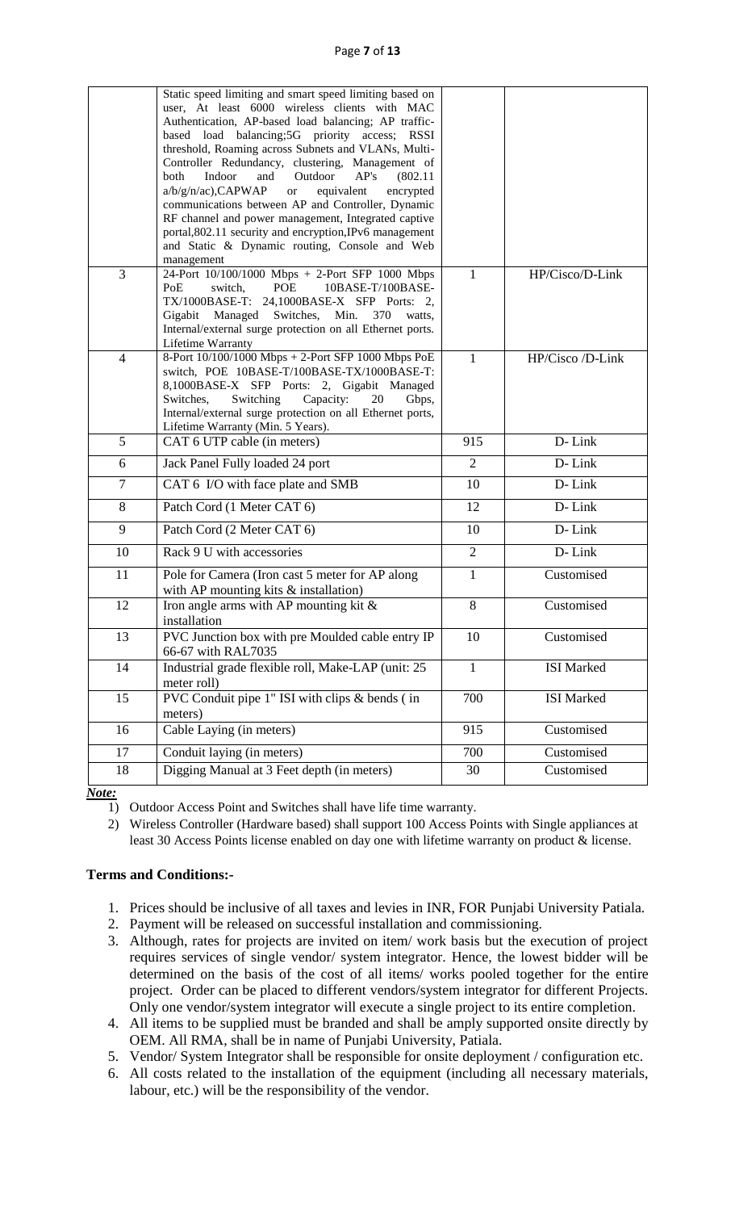| | | | |
|---|---|---|---|
| | Static speed limiting and smart speed limiting based on user, At least 6000 wireless clients with MAC Authentication, AP-based load balancing; AP traffic-based load balancing;5G priority access; RSSI threshold, Roaming across Subnets and VLANs, Multi-Controller Redundancy, clustering, Management of both Indoor and Outdoor AP's (802.11 a/b/g/n/ac),CAPWAP or equivalent encrypted communications between AP and Controller, Dynamic RF channel and power management, Integrated captive portal,802.11 security and encryption,IPv6 management and Static & Dynamic routing, Console and Web management | | |
| 3 | 24-Port 10/100/1000 Mbps + 2-Port SFP 1000 Mbps PoE switch, POE 10BASE-T/100BASE-TX/1000BASE-T: 24,1000BASE-X SFP Ports: 2, Gigabit Managed Switches, Min. 370 watts, Internal/external surge protection on all Ethernet ports. Lifetime Warranty | 1 | HP/Cisco/D-Link |
| 4 | 8-Port 10/100/1000 Mbps + 2-Port SFP 1000 Mbps PoE switch, POE 10BASE-T/100BASE-TX/1000BASE-T: 8,1000BASE-X SFP Ports: 2, Gigabit Managed Switches, Switching Capacity: 20 Gbps, Internal/external surge protection on all Ethernet ports, Lifetime Warranty (Min. 5 Years). | 1 | HP/Cisco /D-Link |
| 5 | CAT 6 UTP cable (in meters) | 915 | D- Link |
| 6 | Jack Panel Fully loaded 24 port | 2 | D- Link |
| 7 | CAT 6 I/O with face plate and SMB | 10 | D- Link |
| 8 | Patch Cord (1 Meter CAT 6) | 12 | D- Link |
| 9 | Patch Cord (2 Meter CAT 6) | 10 | D- Link |
| 10 | Rack 9 U with accessories | 2 | D- Link |
| 11 | Pole for Camera (Iron cast 5 meter for AP along with AP mounting kits & installation) | 1 | Customised |
| 12 | Iron angle arms with AP mounting kit & installation | 8 | Customised |
| 13 | PVC Junction box with pre Moulded cable entry IP 66-67 with RAL7035 | 10 | Customised |
| 14 | Industrial grade flexible roll, Make-LAP (unit: 25 meter roll) | 1 | ISI Marked |
| 15 | PVC Conduit pipe 1" ISI with clips & bends ( in meters) | 700 | ISI Marked |
| 16 | Cable Laying (in meters) | 915 | Customised |
| 17 | Conduit laying (in meters) | 700 | Customised |
| 18 | Digging Manual at 3 Feet depth (in meters) | 30 | Customised |

***Note:***

1) Outdoor Access Point and Switches shall have life time warranty.
2) Wireless Controller (Hardware based) shall support 100 Access Points with Single appliances at least 30 Access Points license enabled on day one with lifetime warranty on product & license.

**Terms and Conditions:-**

1. Prices should be inclusive of all taxes and levies in INR, FOR Punjabi University Patiala.
2. Payment will be released on successful installation and commissioning.
3. Although, rates for projects are invited on item/ work basis but the execution of project requires services of single vendor/ system integrator. Hence, the lowest bidder will be determined on the basis of the cost of all items/ works pooled together for the entire project. Order can be placed to different vendors/system integrator for different Projects. Only one vendor/system integrator will execute a single project to its entire completion.
4. All items to be supplied must be branded and shall be amply supported onsite directly by OEM. All RMA, shall be in name of Punjabi University, Patiala.
5. Vendor/ System Integrator shall be responsible for onsite deployment / configuration etc.
6. All costs related to the installation of the equipment (including all necessary materials, labour, etc.) will be the responsibility of the vendor.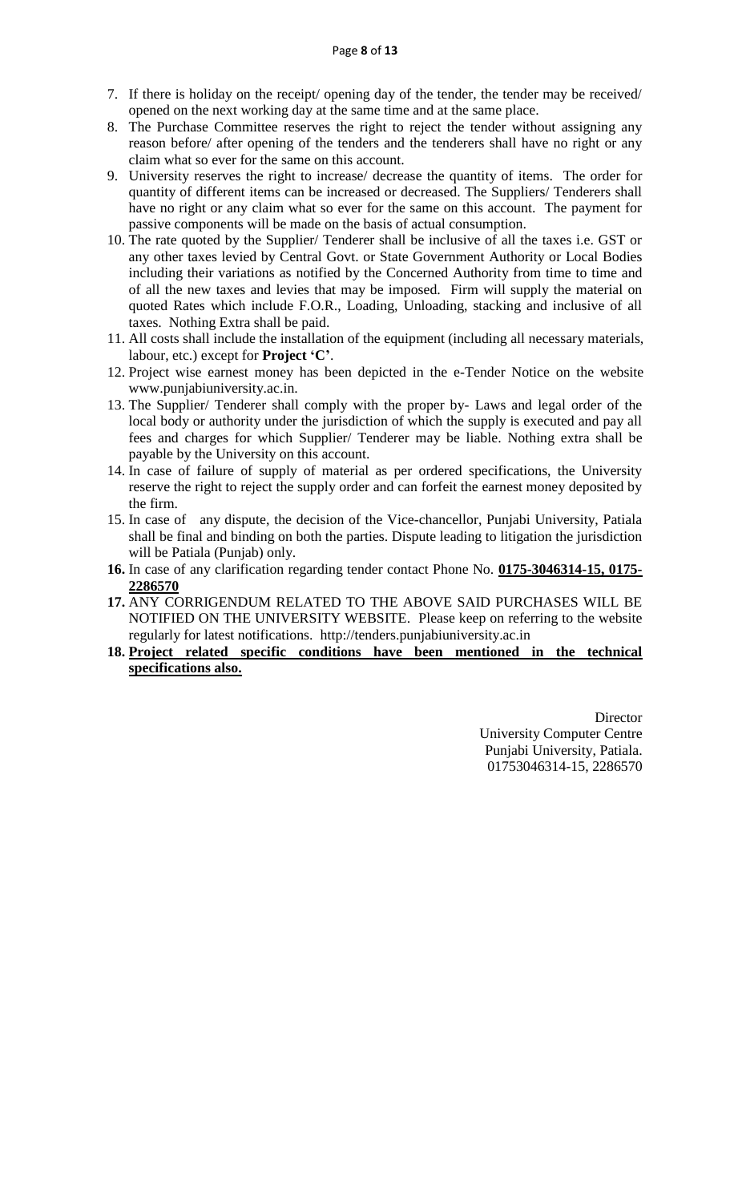7. If there is holiday on the receipt/ opening day of the tender, the tender may be received/ opened on the next working day at the same time and at the same place.
8. The Purchase Committee reserves the right to reject the tender without assigning any reason before/ after opening of the tenders and the tenderers shall have no right or any claim what so ever for the same on this account.
9. University reserves the right to increase/ decrease the quantity of items. The order for quantity of different items can be increased or decreased. The Suppliers/ Tenderers shall have no right or any claim what so ever for the same on this account. The payment for passive components will be made on the basis of actual consumption.
10. The rate quoted by the Supplier/ Tenderer shall be inclusive of all the taxes i.e. GST or any other taxes levied by Central Govt. or State Government Authority or Local Bodies including their variations as notified by the Concerned Authority from time to time and of all the new taxes and levies that may be imposed. Firm will supply the material on quoted Rates which include F.O.R., Loading, Unloading, stacking and inclusive of all taxes. Nothing Extra shall be paid.
11. All costs shall include the installation of the equipment (including all necessary materials, labour, etc.) except for **Project 'C'**.
12. Project wise earnest money has been depicted in the e-Tender Notice on the website www.punjabiuniversity.ac.in.
13. The Supplier/ Tenderer shall comply with the proper by- Laws and legal order of the local body or authority under the jurisdiction of which the supply is executed and pay all fees and charges for which Supplier/ Tenderer may be liable. Nothing extra shall be payable by the University on this account.
14. In case of failure of supply of material as per ordered specifications, the University reserve the right to reject the supply order and can forfeit the earnest money deposited by the firm.
15. In case of any dispute, the decision of the Vice-chancellor, Punjabi University, Patiala shall be final and binding on both the parties. Dispute leading to litigation the jurisdiction will be Patiala (Punjab) only.
16. In case of any clarification regarding tender contact Phone No. **<u>0175-3046314-15, 0175-2286570</u>**
17. ANY CORRIGENDUM RELATED TO THE ABOVE SAID PURCHASES WILL BE NOTIFIED ON THE UNIVERSITY WEBSITE. Please keep on referring to the website regularly for latest notifications. http://tenders.punjabiuniversity.ac.in
18. **<u>Project related specific conditions have been mentioned in the technical specifications also.</u>**

Director
University Computer Centre
Punjabi University, Patiala.
01753046314-15, 2286570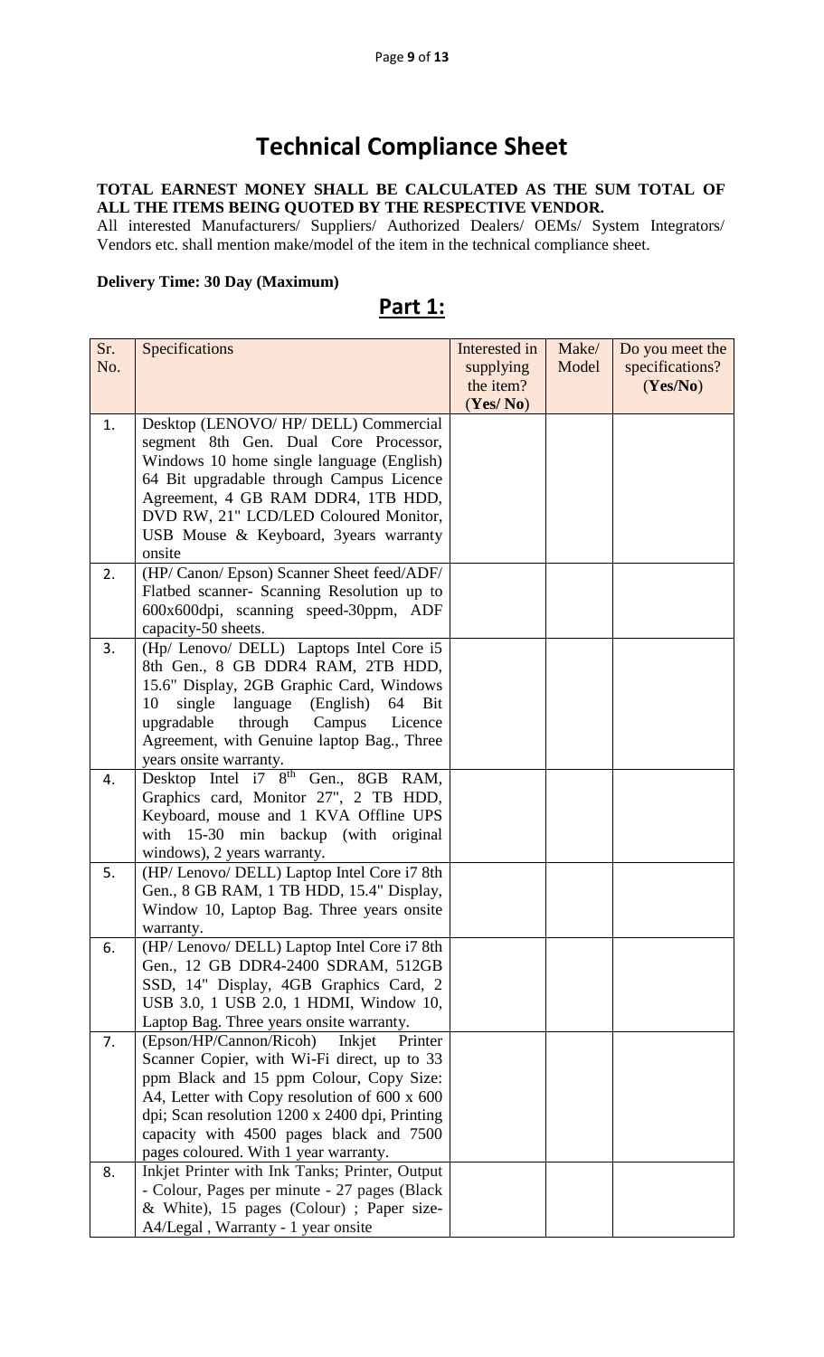# Technical Compliance Sheet

**TOTAL EARNEST MONEY SHALL BE CALCULATED AS THE SUM TOTAL OF ALL THE ITEMS BEING QUOTED BY THE RESPECTIVE VENDOR.**

All interested Manufacturers/ Suppliers/ Authorized Dealers/ OEMs/ System Integrators/ Vendors etc. shall mention make/model of the item in the technical compliance sheet.

**Delivery Time: 30 Day (Maximum)**

## Part 1:

| Sr. No. | Specifications | Interested in supplying the item? (**Yes/ No**) | Make/ Model | Do you meet the specifications? (**Yes/No**) |
|---|---|---|---|---|
| 1. | Desktop (LENOVO/ HP/ DELL) Commercial segment 8th Gen. Dual Core Processor, Windows 10 home single language (English) 64 Bit upgradable through Campus Licence Agreement, 4 GB RAM DDR4, 1TB HDD, DVD RW, 21" LCD/LED Coloured Monitor, USB Mouse & Keyboard, 3years warranty onsite | | | |
| 2. | (HP/ Canon/ Epson) Scanner Sheet feed/ADF/ Flatbed scanner- Scanning Resolution up to 600x600dpi, scanning speed-30ppm, ADF capacity-50 sheets. | | | |
| 3. | (Hp/ Lenovo/ DELL) Laptops Intel Core i5 8th Gen., 8 GB DDR4 RAM, 2TB HDD, 15.6" Display, 2GB Graphic Card, Windows 10 single language (English) 64 Bit upgradable through Campus Licence Agreement, with Genuine laptop Bag., Three years onsite warranty. | | | |
| 4. | Desktop Intel i7 8th Gen., 8GB RAM, Graphics card, Monitor 27", 2 TB HDD, Keyboard, mouse and 1 KVA Offline UPS with 15-30 min backup (with original windows), 2 years warranty. | | | |
| 5. | (HP/ Lenovo/ DELL) Laptop Intel Core i7 8th Gen., 8 GB RAM, 1 TB HDD, 15.4" Display, Window 10, Laptop Bag. Three years onsite warranty. | | | |
| 6. | (HP/ Lenovo/ DELL) Laptop Intel Core i7 8th Gen., 12 GB DDR4-2400 SDRAM, 512GB SSD, 14" Display, 4GB Graphics Card, 2 USB 3.0, 1 USB 2.0, 1 HDMI, Window 10, Laptop Bag. Three years onsite warranty. | | | |
| 7. | (Epson/HP/Cannon/Ricoh) Inkjet Printer Scanner Copier, with Wi-Fi direct, up to 33 ppm Black and 15 ppm Colour, Copy Size: A4, Letter with Copy resolution of 600 x 600 dpi; Scan resolution 1200 x 2400 dpi, Printing capacity with 4500 pages black and 7500 pages coloured. With 1 year warranty. | | | |
| 8. | Inkjet Printer with Ink Tanks; Printer, Output - Colour, Pages per minute - 27 pages (Black & White), 15 pages (Colour) ; Paper size- A4/Legal , Warranty - 1 year onsite | | | |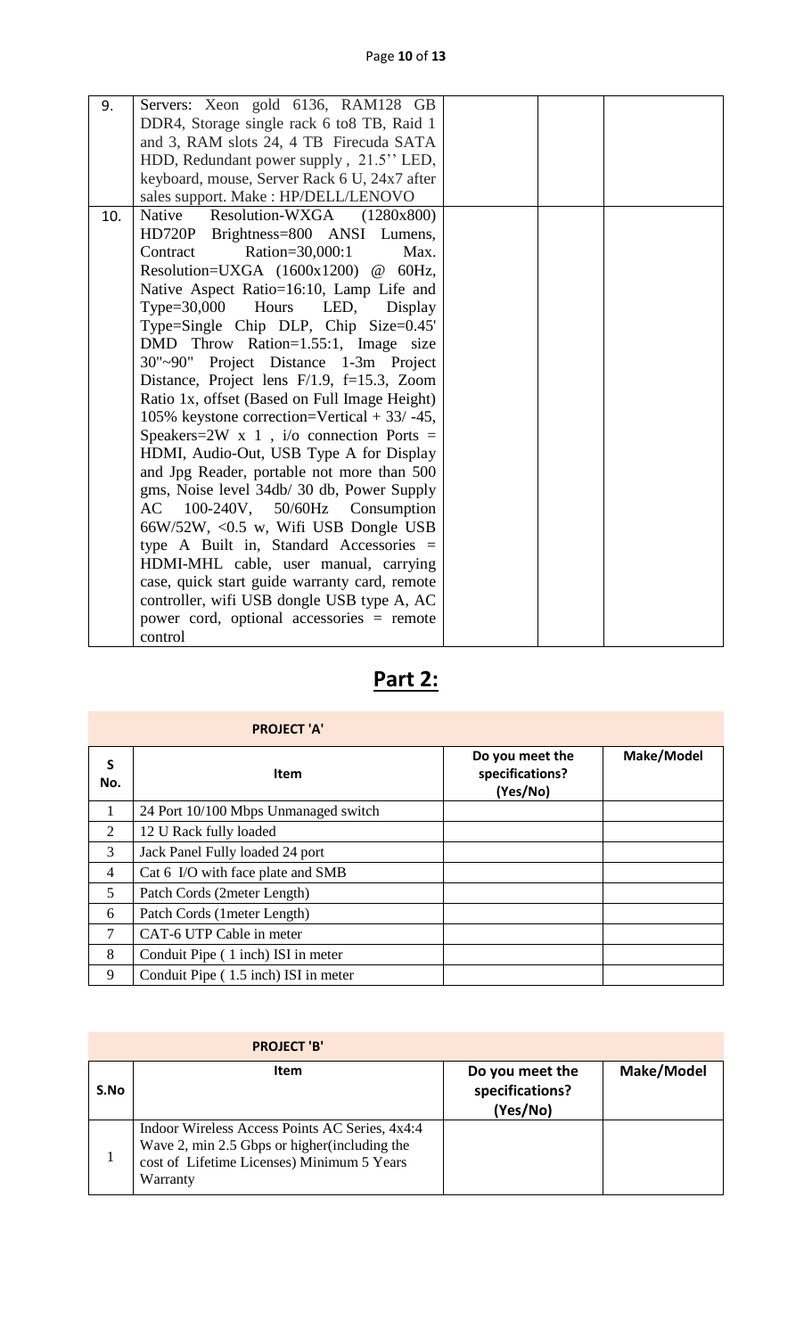| | | | |
|---|---|---|---|
| 9. | Servers: Xeon gold 6136, RAM128 GB DDR4, Storage single rack 6 to8 TB, Raid 1 and 3, RAM slots 24, 4 TB Firecuda SATA HDD, Redundant power supply , 21.5'' LED, keyboard, mouse, Server Rack 6 U, 24x7 after sales support. Make : HP/DELL/LENOVO | | |
| 10. | Native Resolution-WXGA (1280x800) HD720P Brightness=800 ANSI Lumens, Contract Ration=30,000:1 Max. Resolution=UXGA (1600x1200) @ 60Hz, Native Aspect Ratio=16:10, Lamp Life and Type=30,000 Hours LED, Display Type=Single Chip DLP, Chip Size=0.45' DMD Throw Ration=1.55:1, Image size 30"~90" Project Distance 1-3m Project Distance, Project lens F/1.9, f=15.3, Zoom Ratio 1x, offset (Based on Full Image Height) 105% keystone correction=Vertical + 33/ -45, Speakers=2W x 1 , i/o connection Ports = HDMI, Audio-Out, USB Type A for Display and Jpg Reader, portable not more than 500 gms, Noise level 34db/ 30 db, Power Supply AC 100-240V, 50/60Hz Consumption 66W/52W, <0.5 w, Wifi USB Dongle USB type A Built in, Standard Accessories = HDMI-MHL cable, user manual, carrying case, quick start guide warranty card, remote controller, wifi USB dongle USB type A, AC power cord, optional accessories = remote control | | |

## Part 2:

**PROJECT 'A'**

| S No. | Item | Do you meet the specifications? (Yes/No) | Make/Model |
|---|---|---|---|
| 1 | 24 Port 10/100 Mbps Unmanaged switch | | |
| 2 | 12 U Rack fully loaded | | |
| 3 | Jack Panel Fully loaded 24 port | | |
| 4 | Cat 6 I/O with face plate and SMB | | |
| 5 | Patch Cords (2meter Length) | | |
| 6 | Patch Cords (1meter Length) | | |
| 7 | CAT-6 UTP Cable in meter | | |
| 8 | Conduit Pipe ( 1 inch) ISI in meter | | |
| 9 | Conduit Pipe ( 1.5 inch) ISI in meter | | |

**PROJECT 'B'**

| S.No | Item | Do you meet the specifications? (Yes/No) | Make/Model |
|---|---|---|---|
| 1 | Indoor Wireless Access Points AC Series, 4x4:4 Wave 2, min 2.5 Gbps or higher(including the cost of Lifetime Licenses) Minimum 5 Years Warranty | | |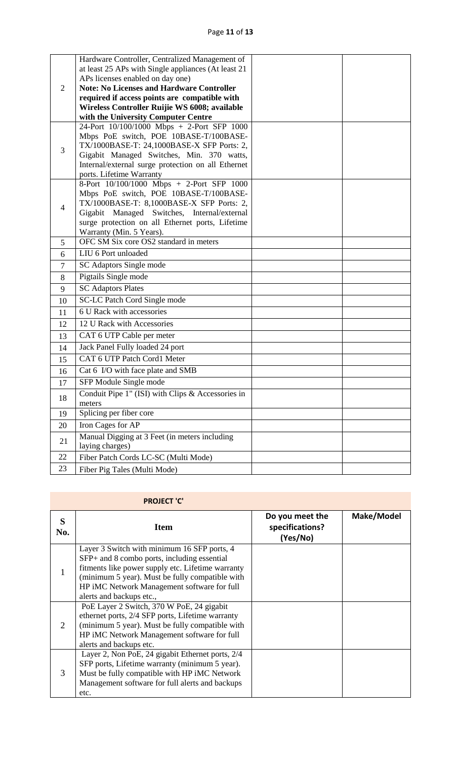| | | | |
|---|---|---|---|
| 2 | Hardware Controller, Centralized Management of at least 25 APs with Single appliances (At least 21 APs licenses enabled on day one) **Note: No Licenses and Hardware Controller required if access points are compatible with Wireless Controller Ruijie WS 6008; available with the University Computer Centre** | | |
| 3 | 24-Port 10/100/1000 Mbps + 2-Port SFP 1000 Mbps PoE switch, POE 10BASE-T/100BASE-TX/1000BASE-T: 24,1000BASE-X SFP Ports: 2, Gigabit Managed Switches, Min. 370 watts, Internal/external surge protection on all Ethernet ports. Lifetime Warranty | | |
| 4 | 8-Port 10/100/1000 Mbps + 2-Port SFP 1000 Mbps PoE switch, POE 10BASE-T/100BASE-TX/1000BASE-T: 8,1000BASE-X SFP Ports: 2, Gigabit Managed Switches, Internal/external surge protection on all Ethernet ports, Lifetime Warranty (Min. 5 Years). | | |
| 5 | OFC SM Six core OS2 standard in meters | | |
| 6 | LIU 6 Port unloaded | | |
| 7 | SC Adaptors Single mode | | |
| 8 | Pigtails Single mode | | |
| 9 | SC Adaptors Plates | | |
| 10 | SC-LC Patch Cord Single mode | | |
| 11 | 6 U Rack with accessories | | |
| 12 | 12 U Rack with Accessories | | |
| 13 | CAT 6 UTP Cable per meter | | |
| 14 | Jack Panel Fully loaded 24 port | | |
| 15 | CAT 6 UTP Patch Cord1 Meter | | |
| 16 | Cat 6 I/O with face plate and SMB | | |
| 17 | SFP Module Single mode | | |
| 18 | Conduit Pipe 1" (ISI) with Clips & Accessories in meters | | |
| 19 | Splicing per fiber core | | |
| 20 | Iron Cages for AP | | |
| 21 | Manual Digging at 3 Feet (in meters including laying charges) | | |
| 22 | Fiber Patch Cords LC-SC (Multi Mode) | | |
| 23 | Fiber Pig Tales (Multi Mode) | | |

**PROJECT 'C'**

| S No. | Item | Do you meet the specifications? (Yes/No) | Make/Model |
|---|---|---|---|
| 1 | Layer 3 Switch with minimum 16 SFP ports, 4 SFP+ and 8 combo ports, including essential fitments like power supply etc. Lifetime warranty (minimum 5 year). Must be fully compatible with HP iMC Network Management software for full alerts and backups etc., | | |
| 2 | PoE Layer 2 Switch, 370 W PoE, 24 gigabit ethernet ports, 2/4 SFP ports, Lifetime warranty (minimum 5 year). Must be fully compatible with HP iMC Network Management software for full alerts and backups etc. | | |
| 3 | Layer 2, Non PoE, 24 gigabit Ethernet ports, 2/4 SFP ports, Lifetime warranty (minimum 5 year). Must be fully compatible with HP iMC Network Management software for full alerts and backups etc. | | |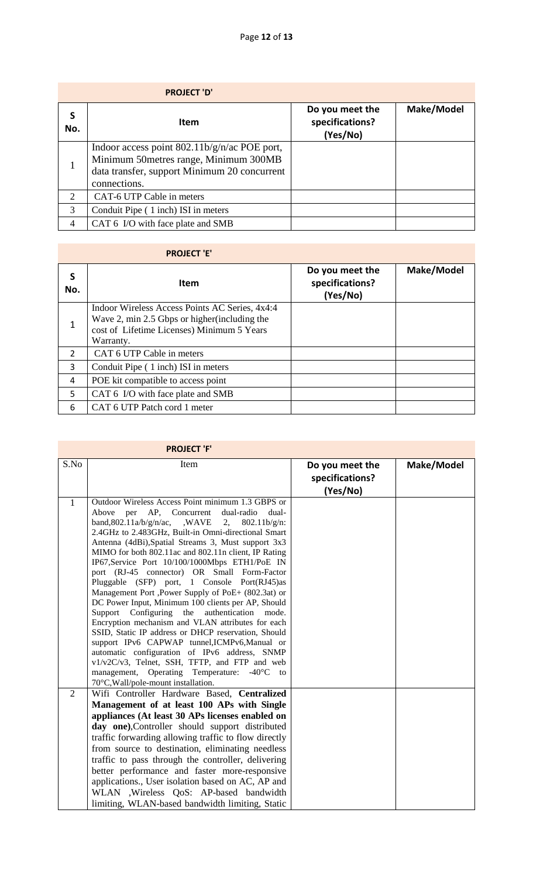| PROJECT 'D' | | | |
|---|---|---|---|
| S No. | Item | Do you meet the specifications? (Yes/No) | Make/Model |
| 1 | Indoor access point 802.11b/g/n/ac POE port, Minimum 50metres range, Minimum 300MB data transfer, support Minimum 20 concurrent connections. | | |
| 2 | CAT-6 UTP Cable in meters | | |
| 3 | Conduit Pipe ( 1 inch) ISI in meters | | |
| 4 | CAT 6 I/O with face plate and SMB | | |

| PROJECT 'E' | | | |
|---|---|---|---|
| S No. | Item | Do you meet the specifications? (Yes/No) | Make/Model |
| 1 | Indoor Wireless Access Points AC Series, 4x4:4 Wave 2, min 2.5 Gbps or higher(including the cost of Lifetime Licenses) Minimum 5 Years Warranty. | | |
| 2 | CAT 6 UTP Cable in meters | | |
| 3 | Conduit Pipe ( 1 inch) ISI in meters | | |
| 4 | POE kit compatible to access point | | |
| 5 | CAT 6 I/O with face plate and SMB | | |
| 6 | CAT 6 UTP Patch cord 1 meter | | |

| PROJECT 'F' | | | |
|---|---|---|---|
| S.No | Item | Do you meet the specifications? (Yes/No) | Make/Model |
| 1 | Outdoor Wireless Access Point minimum 1.3 GBPS or Above per AP, Concurrent dual-radio dual-band,802.11a/b/g/n/ac, ,WAVE 2, 802.11b/g/n: 2.4GHz to 2.483GHz, Built-in Omni-directional Smart Antenna (4dBi),Spatial Streams 3, Must support 3x3 MIMO for both 802.11ac and 802.11n client, IP Rating IP67,Service Port 10/100/1000Mbps ETH1/PoE IN port (RJ-45 connector) OR Small Form-Factor Pluggable (SFP) port, 1 Console Port(RJ45)as Management Port ,Power Supply of PoE+ (802.3at) or DC Power Input, Minimum 100 clients per AP, Should Support Configuring the authentication mode. Encryption mechanism and VLAN attributes for each SSID, Static IP address or DHCP reservation, Should support IPv6 CAPWAP tunnel,ICMPv6,Manual or automatic configuration of IPv6 address, SNMP v1/v2C/v3, Telnet, SSH, TFTP, and FTP and web management, Operating Temperature: -40°C to 70°C,Wall/pole-mount installation. | | |
| 2 | Wifi Controller Hardware Based, **Centralized Management of at least 100 APs with Single appliances (At least 30 APs licenses enabled on day one)**,Controller should support distributed traffic forwarding allowing traffic to flow directly from source to destination, eliminating needless traffic to pass through the controller, delivering better performance and faster more-responsive applications., User isolation based on AC, AP and WLAN ,Wireless QoS: AP-based bandwidth limiting, WLAN-based bandwidth limiting, Static | | |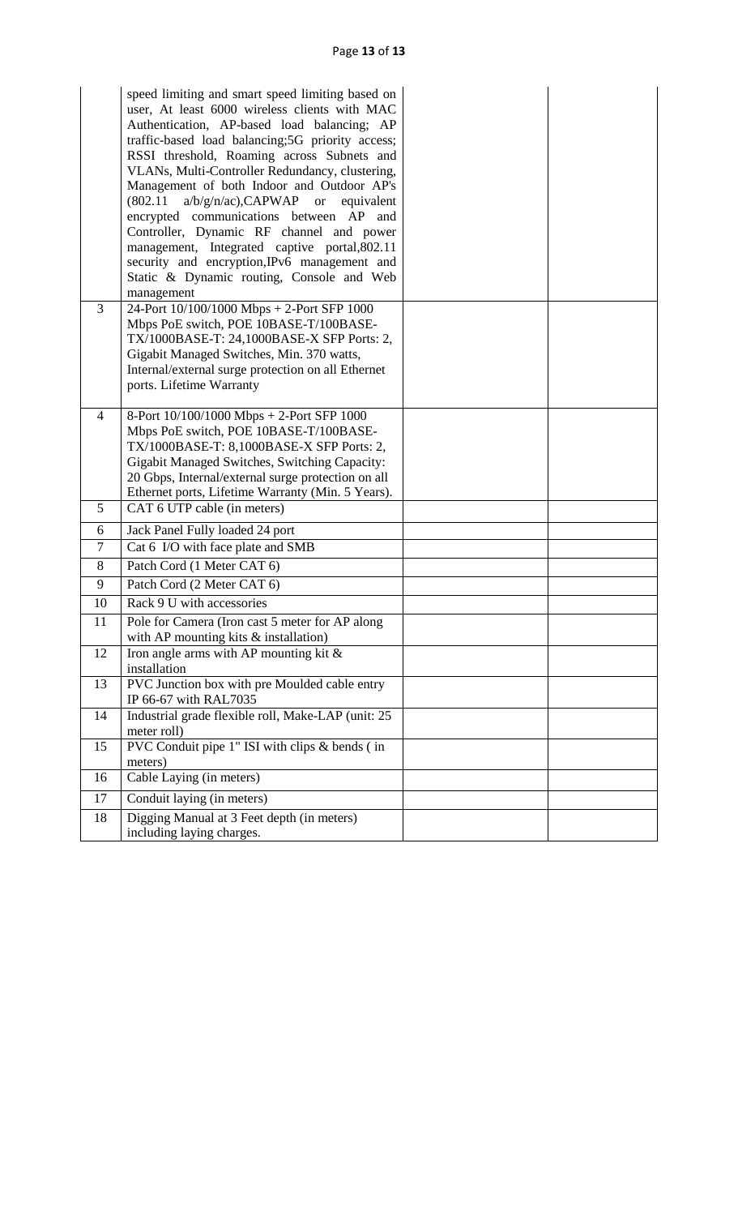| | | | |
|---|---|---|---|
| | speed limiting and smart speed limiting based on user, At least 6000 wireless clients with MAC Authentication, AP-based load balancing; AP traffic-based load balancing;5G priority access; RSSI threshold, Roaming across Subnets and VLANs, Multi-Controller Redundancy, clustering, Management of both Indoor and Outdoor AP's (802.11 a/b/g/n/ac),CAPWAP or equivalent encrypted communications between AP and Controller, Dynamic RF channel and power management, Integrated captive portal,802.11 security and encryption,IPv6 management and Static & Dynamic routing, Console and Web management | | |
| 3 | 24-Port 10/100/1000 Mbps + 2-Port SFP 1000 Mbps PoE switch, POE 10BASE-T/100BASE-TX/1000BASE-T: 24,1000BASE-X SFP Ports: 2, Gigabit Managed Switches, Min. 370 watts, Internal/external surge protection on all Ethernet ports. Lifetime Warranty | | |
| 4 | 8-Port 10/100/1000 Mbps + 2-Port SFP 1000 Mbps PoE switch, POE 10BASE-T/100BASE-TX/1000BASE-T: 8,1000BASE-X SFP Ports: 2, Gigabit Managed Switches, Switching Capacity: 20 Gbps, Internal/external surge protection on all Ethernet ports, Lifetime Warranty (Min. 5 Years). | | |
| 5 | CAT 6 UTP cable (in meters) | | |
| 6 | Jack Panel Fully loaded 24 port | | |
| 7 | Cat 6 I/O with face plate and SMB | | |
| 8 | Patch Cord (1 Meter CAT 6) | | |
| 9 | Patch Cord (2 Meter CAT 6) | | |
| 10 | Rack 9 U with accessories | | |
| 11 | Pole for Camera (Iron cast 5 meter for AP along with AP mounting kits & installation) | | |
| 12 | Iron angle arms with AP mounting kit & installation | | |
| 13 | PVC Junction box with pre Moulded cable entry IP 66-67 with RAL7035 | | |
| 14 | Industrial grade flexible roll, Make-LAP (unit: 25 meter roll) | | |
| 15 | PVC Conduit pipe 1" ISI with clips & bends ( in meters) | | |
| 16 | Cable Laying (in meters) | | |
| 17 | Conduit laying (in meters) | | |
| 18 | Digging Manual at 3 Feet depth (in meters) including laying charges. | | |